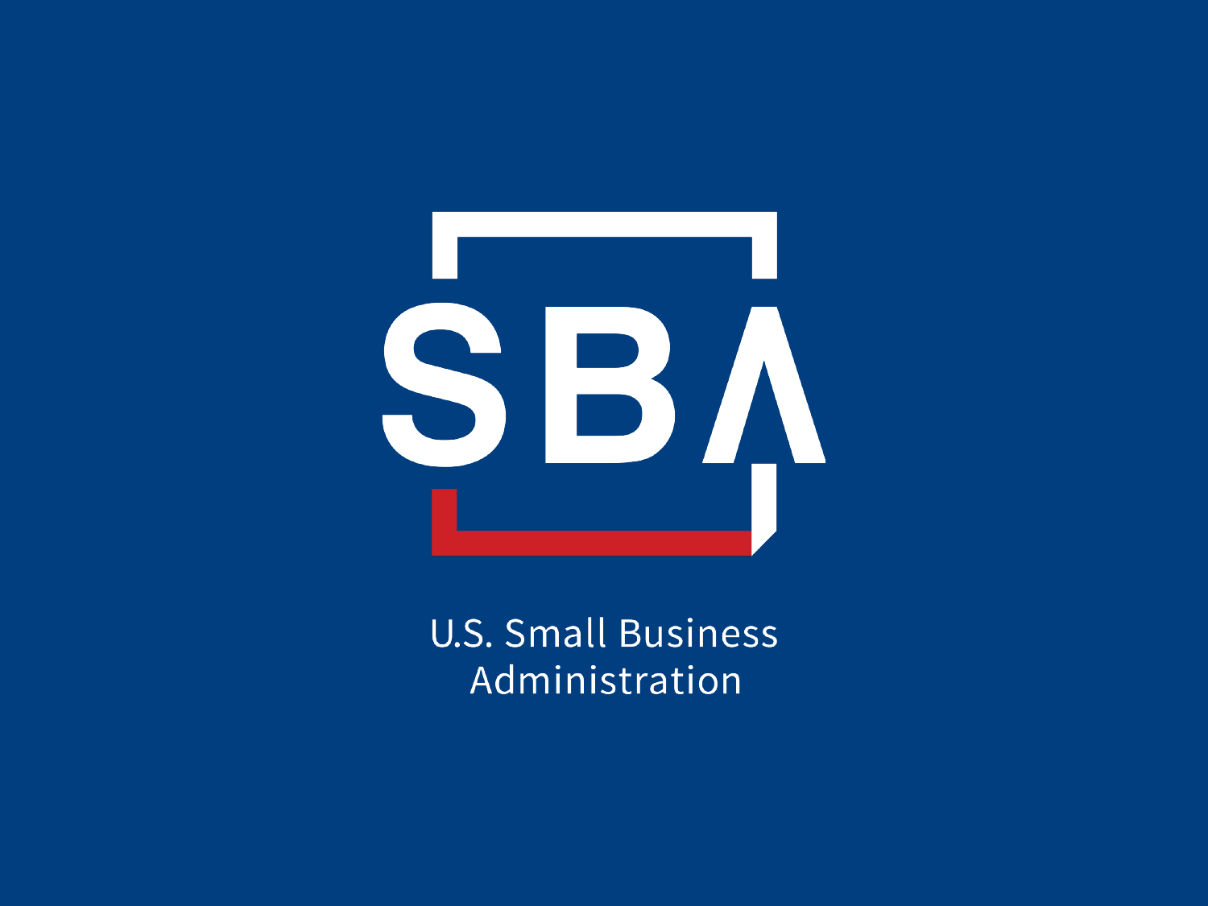SBA

U.S. Small Business Administration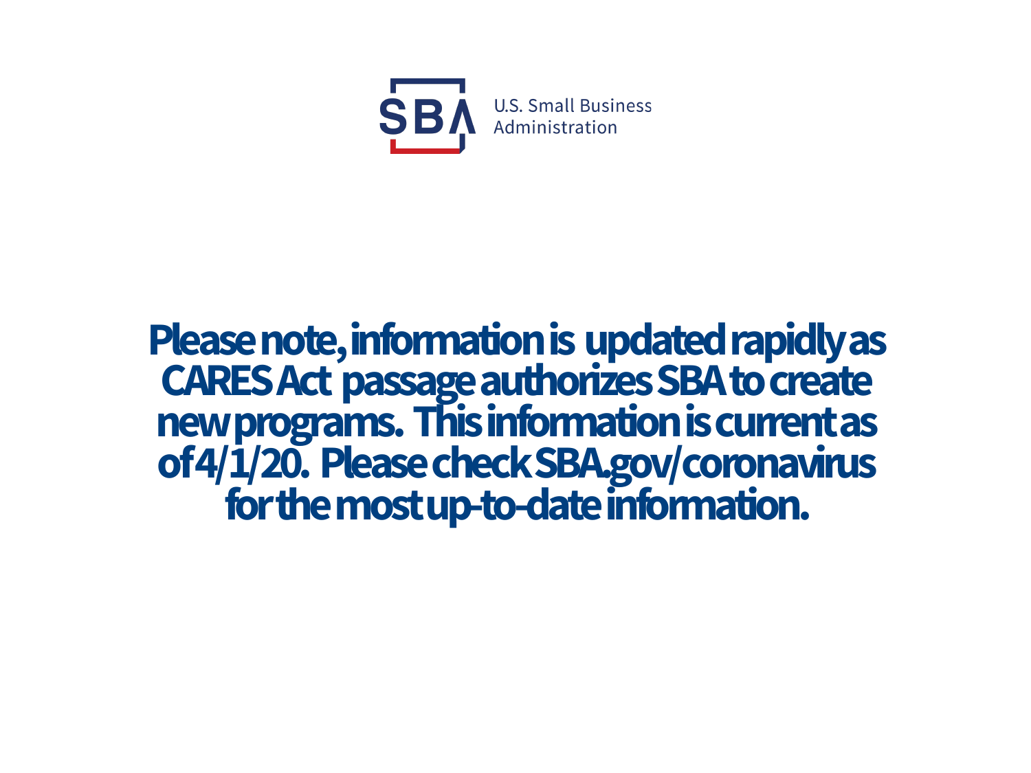U.S. Small Business Administration

**Please note, information is updated rapidly as CARES Act passage authorizes SBA to create new programs. This information is current as of 4/1/20. Please check SBA.gov/coronavirus for the most up-to-date information.**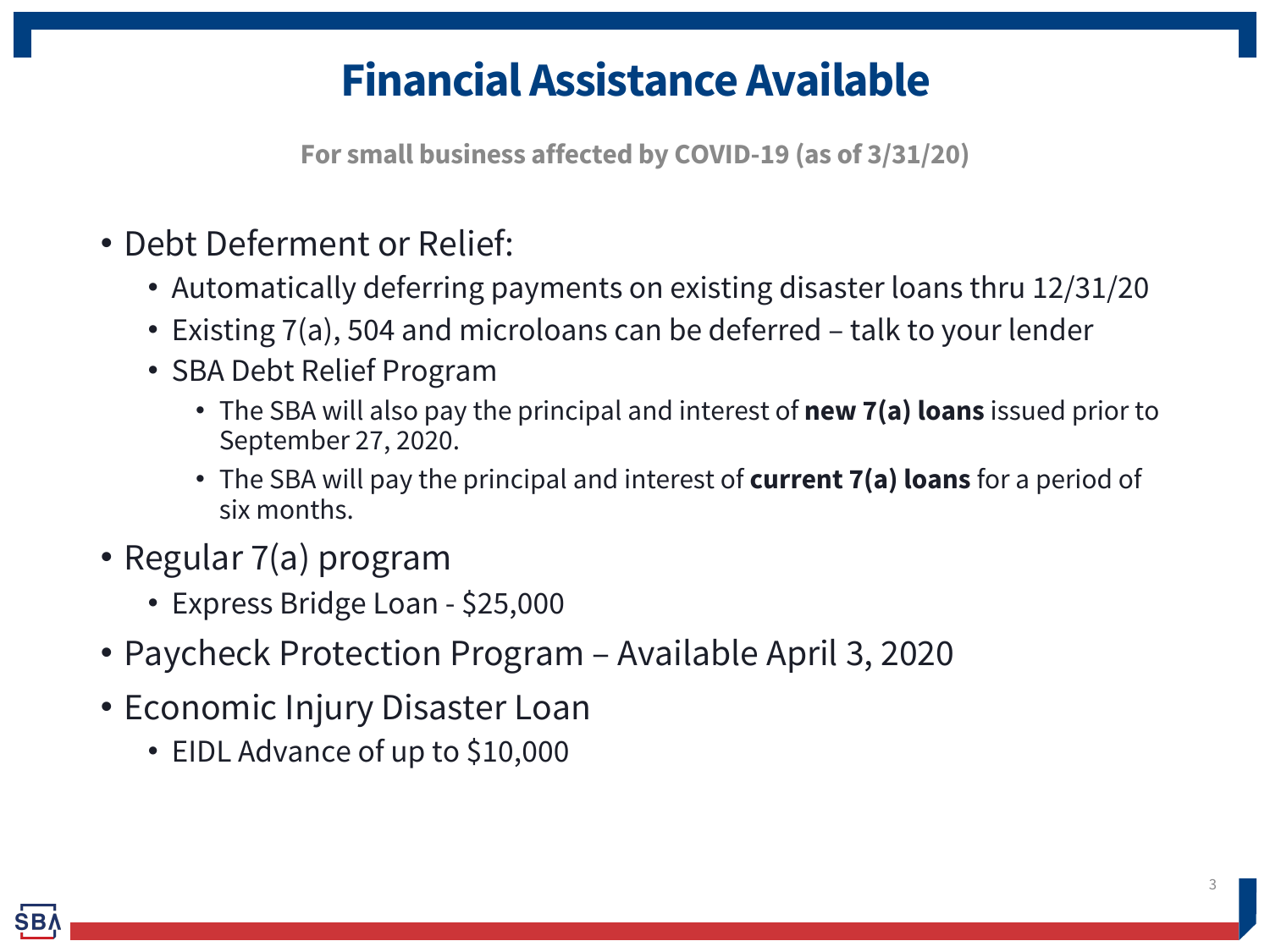# Financial Assistance Available

**For small business affected by COVID-19 (as of 3/31/20)**

- Debt Deferment or Relief:
  - Automatically deferring payments on existing disaster loans thru 12/31/20
  - Existing 7(a), 504 and microloans can be deferred – talk to your lender
  - SBA Debt Relief Program
    - The SBA will also pay the principal and interest of **new 7(a) loans** issued prior to September 27, 2020.
    - The SBA will pay the principal and interest of **current 7(a) loans** for a period of six months.
- Regular 7(a) program
  - Express Bridge Loan - $25,000
- Paycheck Protection Program – Available April 3, 2020
- Economic Injury Disaster Loan
  - EIDL Advance of up to $10,000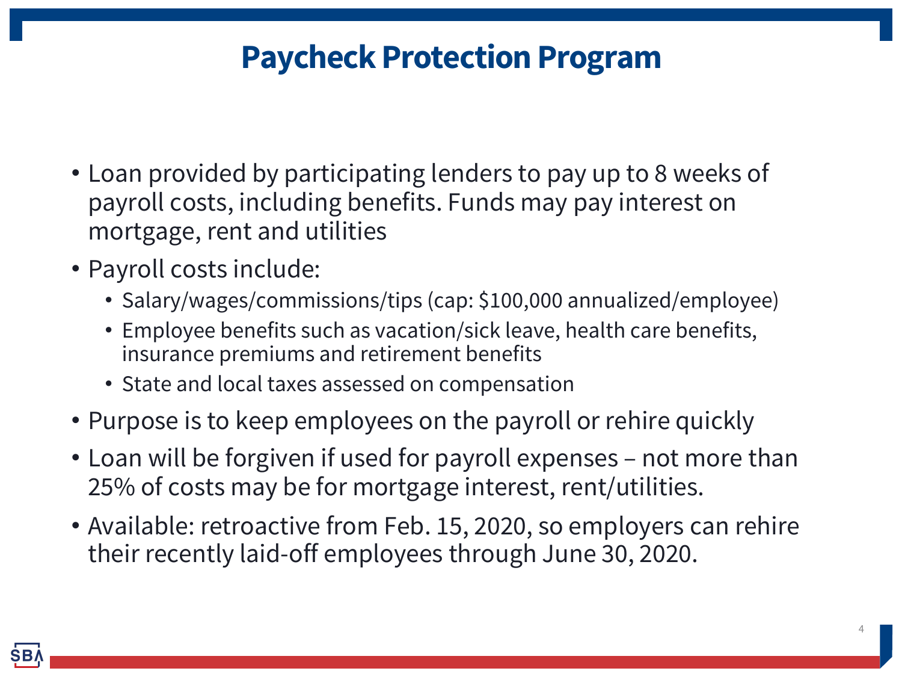# Paycheck Protection Program

- Loan provided by participating lenders to pay up to 8 weeks of payroll costs, including benefits. Funds may pay interest on mortgage, rent and utilities
- Payroll costs include:
  - Salary/wages/commissions/tips (cap: $100,000 annualized/employee)
  - Employee benefits such as vacation/sick leave, health care benefits, insurance premiums and retirement benefits
  - State and local taxes assessed on compensation
- Purpose is to keep employees on the payroll or rehire quickly
- Loan will be forgiven if used for payroll expenses – not more than 25% of costs may be for mortgage interest, rent/utilities.
- Available: retroactive from Feb. 15, 2020, so employers can rehire their recently laid-off employees through June 30, 2020.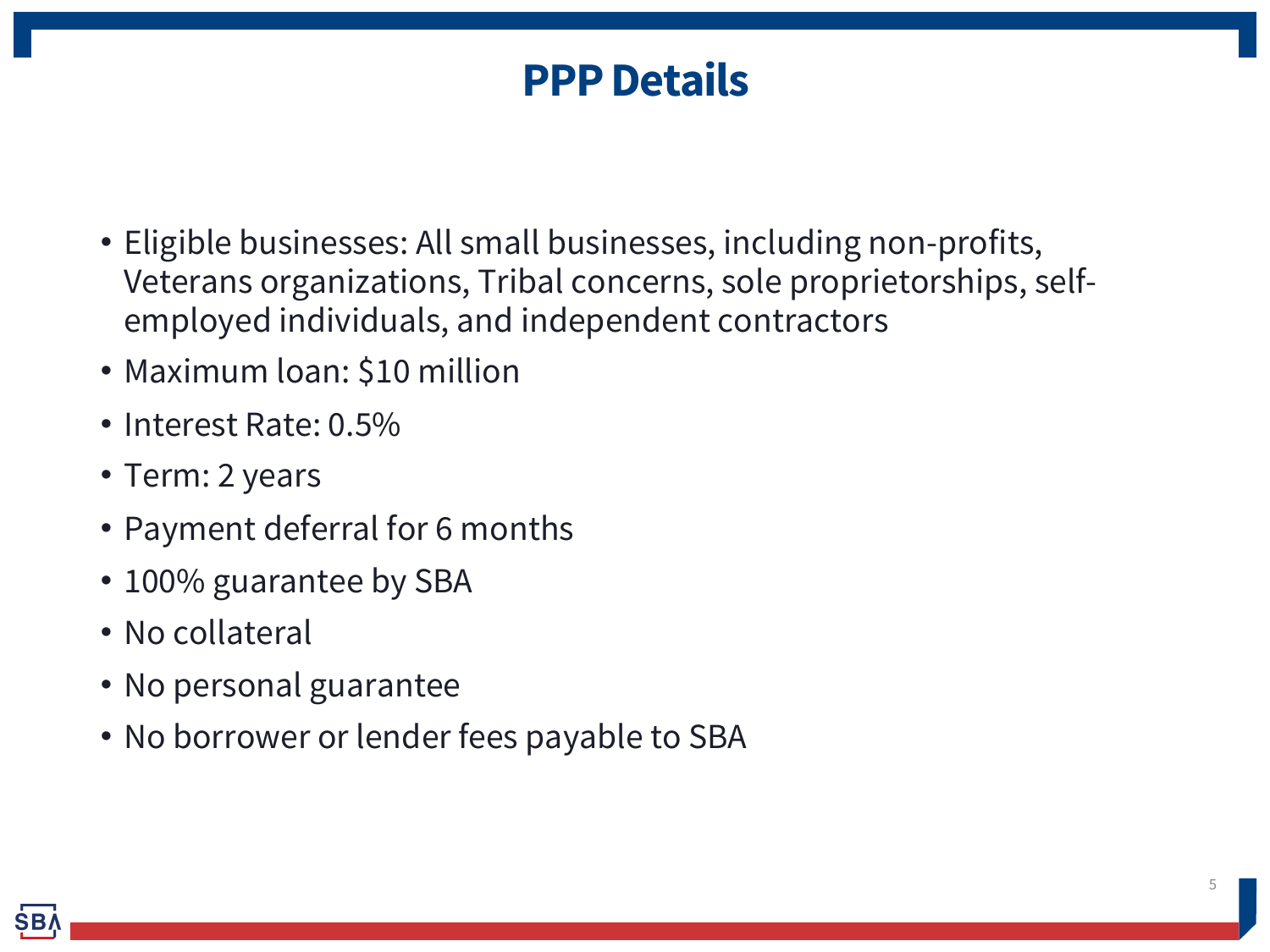# PPP Details

- Eligible businesses: All small businesses, including non-profits, Veterans organizations, Tribal concerns, sole proprietorships, self-employed individuals, and independent contractors
- Maximum loan: $10 million
- Interest Rate: 0.5%
- Term: 2 years
- Payment deferral for 6 months
- 100% guarantee by SBA
- No collateral
- No personal guarantee
- No borrower or lender fees payable to SBA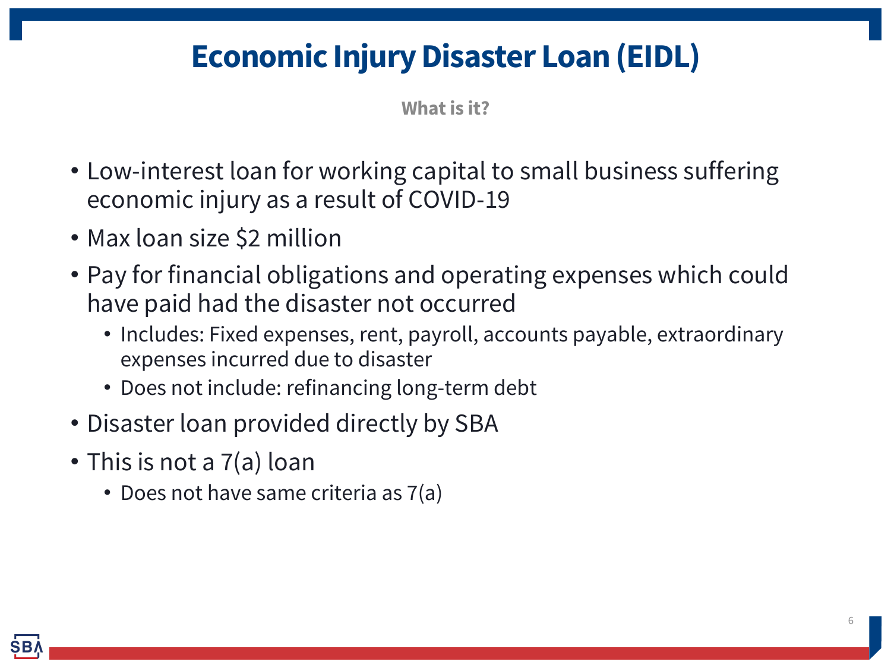# Economic Injury Disaster Loan (EIDL)

**What is it?**

- Low-interest loan for working capital to small business suffering economic injury as a result of COVID-19
- Max loan size $2 million
- Pay for financial obligations and operating expenses which could have paid had the disaster not occurred
  - Includes: Fixed expenses, rent, payroll, accounts payable, extraordinary expenses incurred due to disaster
  - Does not include: refinancing long-term debt
- Disaster loan provided directly by SBA
- This is not a 7(a) loan
  - Does not have same criteria as 7(a)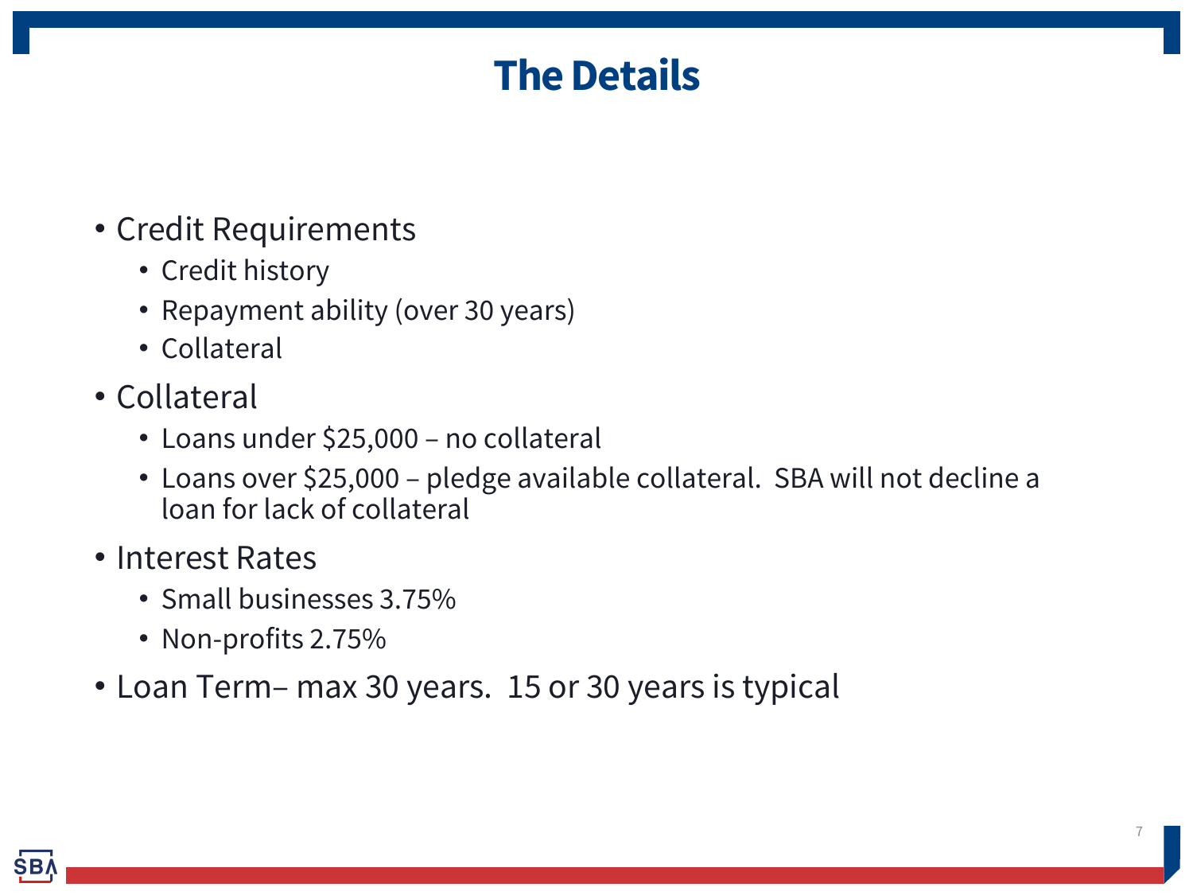# The Details

- Credit Requirements
  - Credit history
  - Repayment ability (over 30 years)
  - Collateral
- Collateral
  - Loans under $25,000 – no collateral
  - Loans over $25,000 – pledge available collateral.  SBA will not decline a loan for lack of collateral
- Interest Rates
  - Small businesses 3.75%
  - Non-profits 2.75%
- Loan Term– max 30 years.  15 or 30 years is typical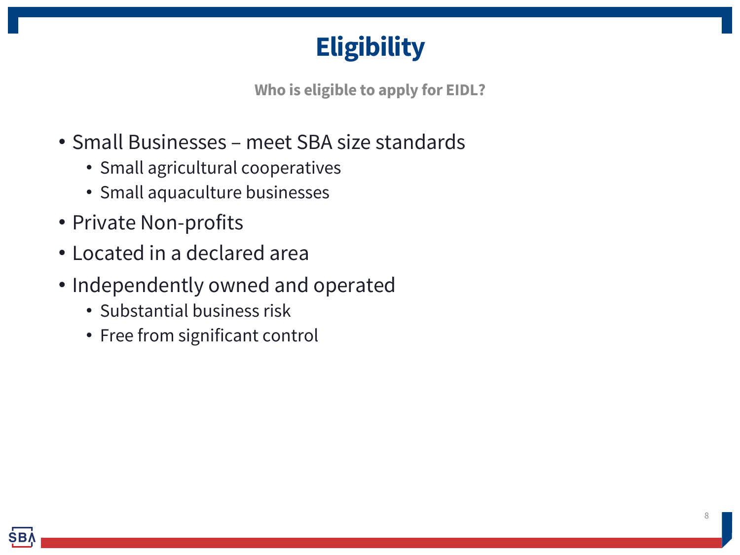# Eligibility

**Who is eligible to apply for EIDL?**

- Small Businesses – meet SBA size standards
  - Small agricultural cooperatives
  - Small aquaculture businesses
- Private Non-profits
- Located in a declared area
- Independently owned and operated
  - Substantial business risk
  - Free from significant control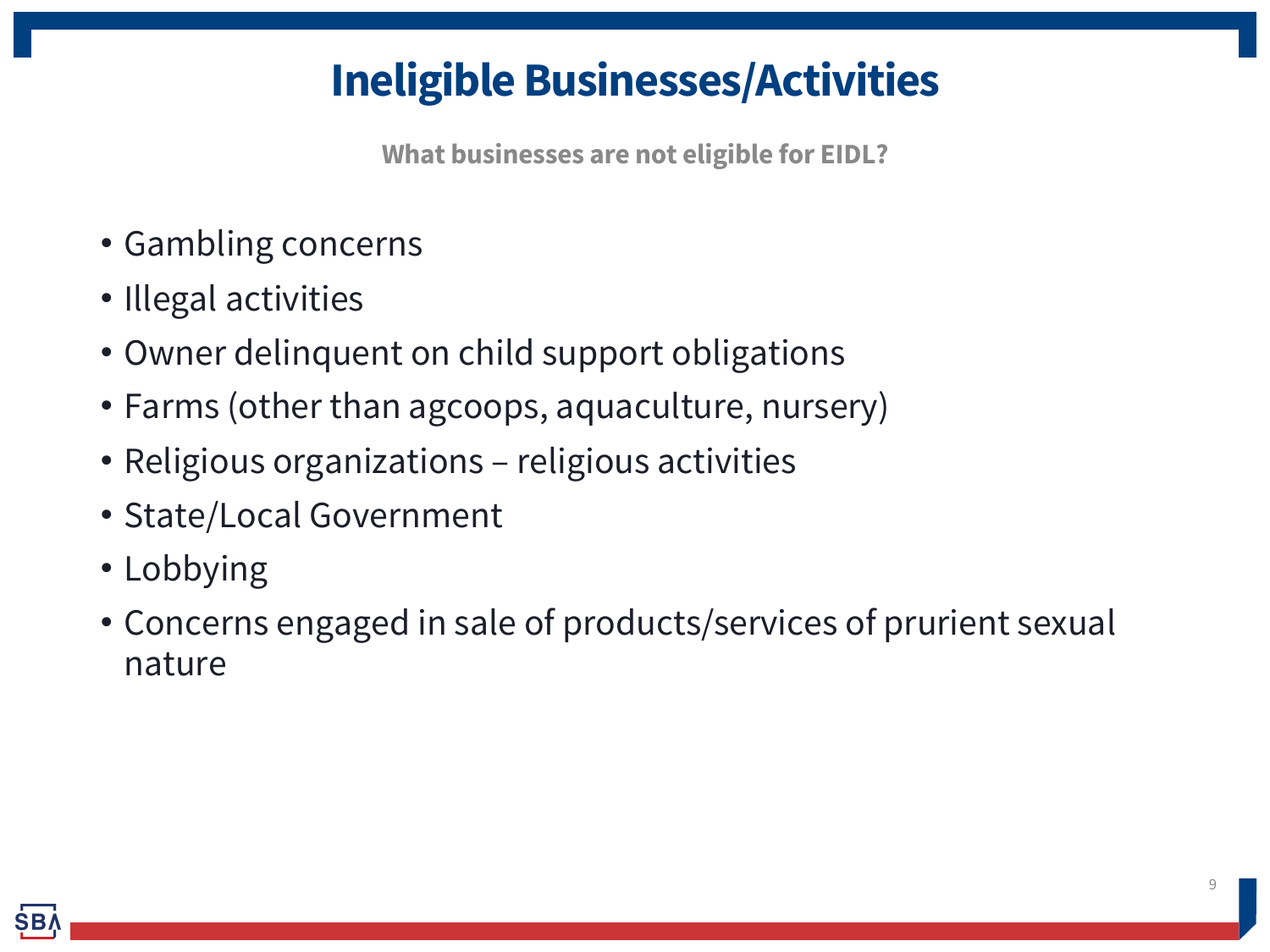# Ineligible Businesses/Activities

**What businesses are not eligible for EIDL?**

- Gambling concerns
- Illegal activities
- Owner delinquent on child support obligations
- Farms (other than agcoops, aquaculture, nursery)
- Religious organizations – religious activities
- State/Local Government
- Lobbying
- Concerns engaged in sale of products/services of prurient sexual nature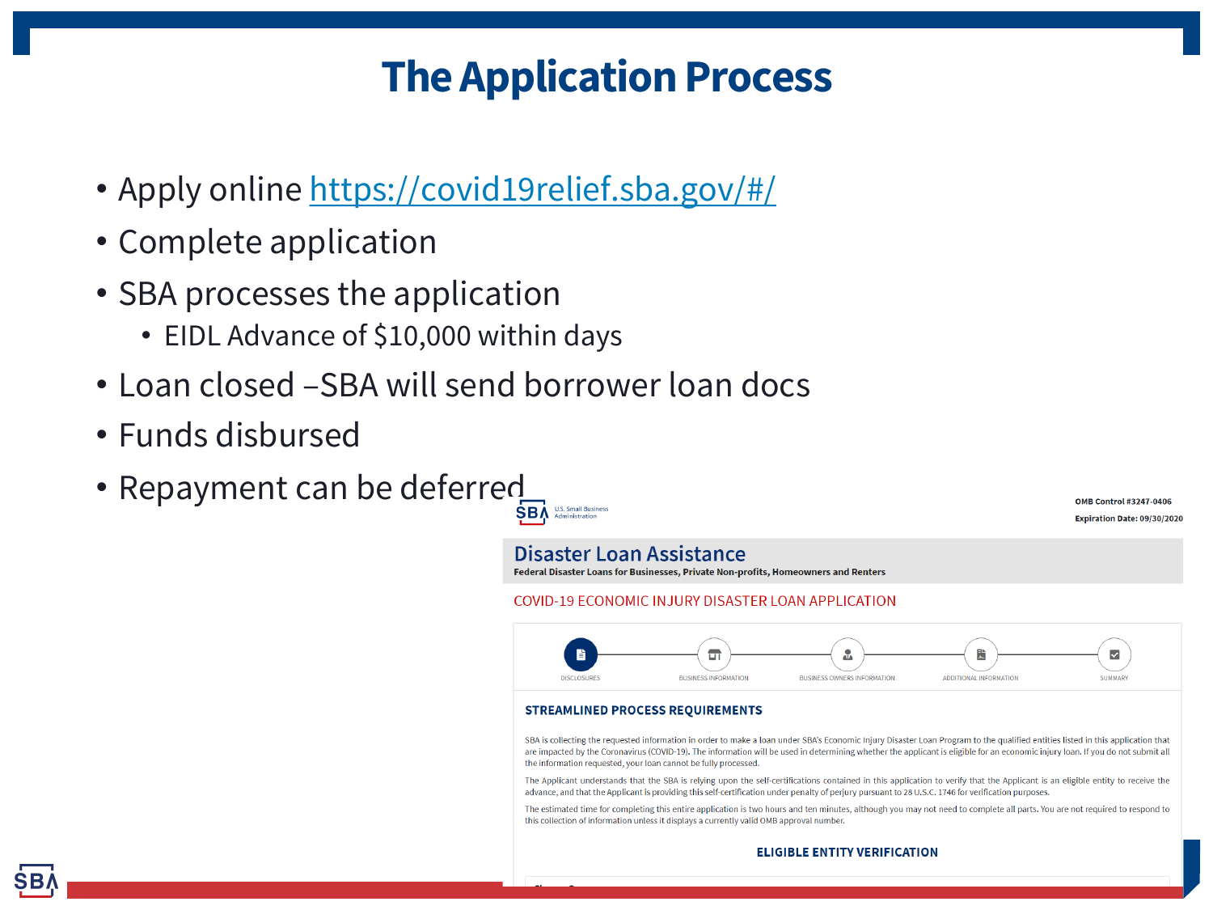# The Application Process

- Apply online https://covid19relief.sba.gov/#/
- Complete application
- SBA processes the application
  - EIDL Advance of $10,000 within days
- Loan closed –SBA will send borrower loan docs
- Funds disbursed
- Repayment can be deferred

SBA U.S. Small Business Administration

OMB Control #3247-0406

Expiration Date: 09/30/2020

## Disaster Loan Assistance

**Federal Disaster Loans for Businesses, Private Non-profits, Homeowners and Renters**

COVID-19 ECONOMIC INJURY DISASTER LOAN APPLICATION

DISCLOSURES — BUSINESS INFORMATION — BUSINESS OWNERS INFORMATION — ADDITIONAL INFORMATION — SUMMARY

### STREAMLINED PROCESS REQUIREMENTS

SBA is collecting the requested information in order to make a loan under SBA's Economic Injury Disaster Loan Program to the qualified entities listed in this application that are impacted by the Coronavirus (COVID-19). The information will be used in determining whether the applicant is eligible for an economic injury loan. If you do not submit all the information requested, your loan cannot be fully processed.

The Applicant understands that the SBA is relying upon the self-certifications contained in this application to verify that the Applicant is an eligible entity to receive the advance, and that the Applicant is providing this self-certification under penalty of perjury pursuant to 28 U.S.C. 1746 for verification purposes.

The estimated time for completing this entire application is two hours and ten minutes, although you may not need to complete all parts. You are not required to respond to this collection of information unless it displays a currently valid OMB approval number.

### ELIGIBLE ENTITY VERIFICATION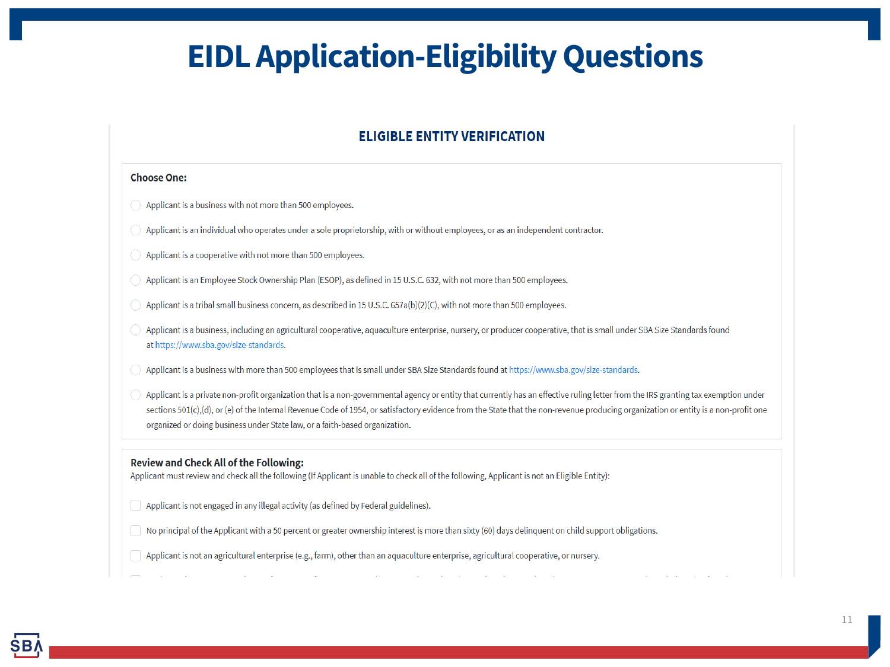# EIDL Application-Eligibility Questions

## ELIGIBLE ENTITY VERIFICATION

**Choose One:**

- Applicant is a business with not more than 500 employees.
- Applicant is an individual who operates under a sole proprietorship, with or without employees, or as an independent contractor.
- Applicant is a cooperative with not more than 500 employees.
- Applicant is an Employee Stock Ownership Plan (ESOP), as defined in 15 U.S.C. 632, with not more than 500 employees.
- Applicant is a tribal small business concern, as described in 15 U.S.C. 657a(b)(2)(C), with not more than 500 employees.
- Applicant is a business, including an agricultural cooperative, aquaculture enterprise, nursery, or producer cooperative, that is small under SBA Size Standards found at https://www.sba.gov/size-standards.
- Applicant is a business with more than 500 employees that is small under SBA Size Standards found at https://www.sba.gov/size-standards.
- Applicant is a private non-profit organization that is a non-governmental agency or entity that currently has an effective ruling letter from the IRS granting tax exemption under sections 501(c),(d), or (e) of the Internal Revenue Code of 1954, or satisfactory evidence from the State that the non-revenue producing organization or entity is a non-profit one organized or doing business under State law, or a faith-based organization.

**Review and Check All of the Following:**

Applicant must review and check all the following (If Applicant is unable to check all of the following, Applicant is not an Eligible Entity):

- [ ] Applicant is not engaged in any illegal activity (as defined by Federal guidelines).
- [ ] No principal of the Applicant with a 50 percent or greater ownership interest is more than sixty (60) days delinquent on child support obligations.
- [ ] Applicant is not an agricultural enterprise (e.g., farm), other than an aquaculture enterprise, agricultural cooperative, or nursery.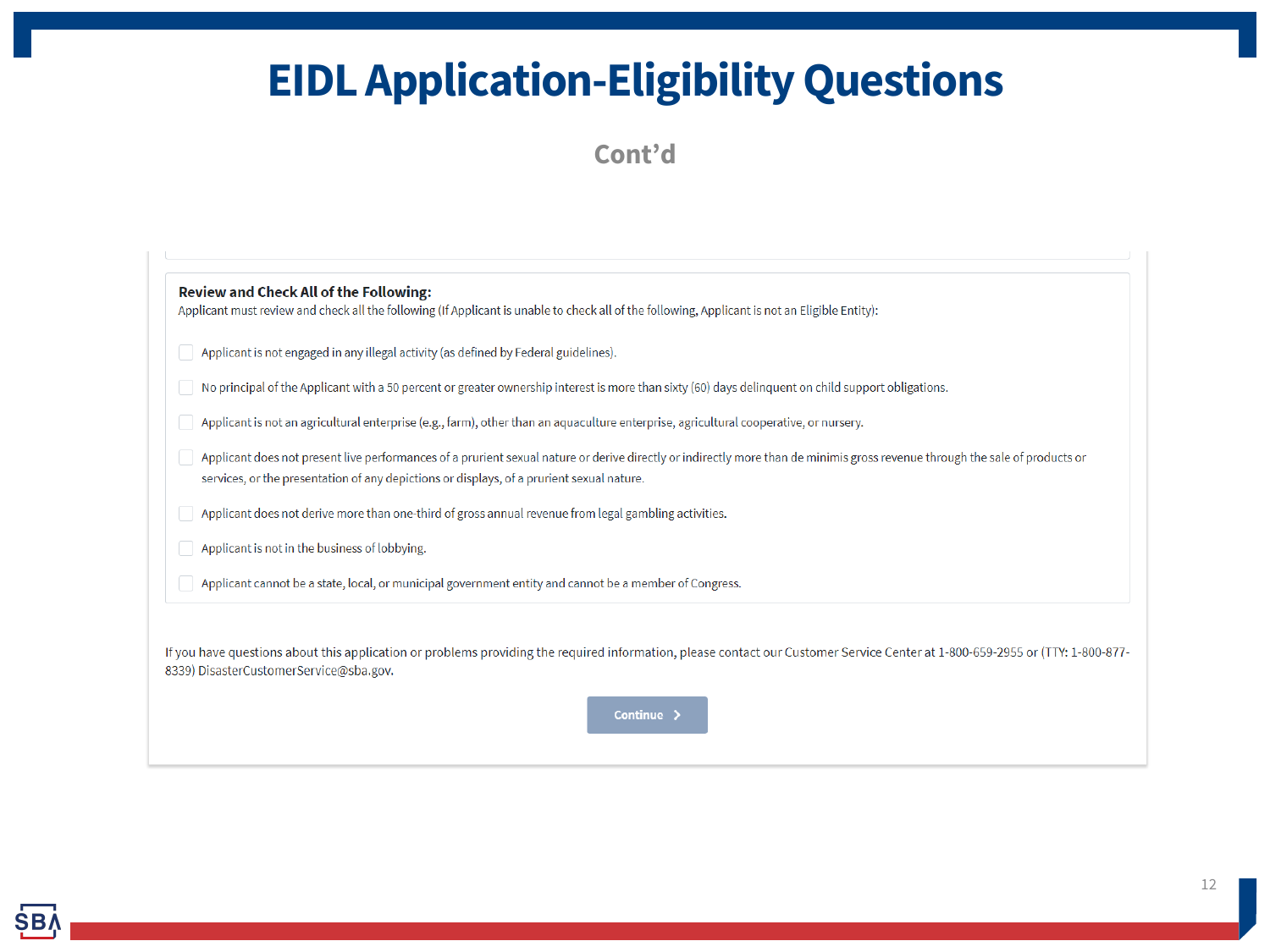# EIDL Application-Eligibility Questions

## Cont'd

**Review and Check All of the Following:**

Applicant must review and check all the following (If Applicant is unable to check all of the following, Applicant is not an Eligible Entity):

- [ ] Applicant is not engaged in any illegal activity (as defined by Federal guidelines).
- [ ] No principal of the Applicant with a 50 percent or greater ownership interest is more than sixty (60) days delinquent on child support obligations.
- [ ] Applicant is not an agricultural enterprise (e.g., farm), other than an aquaculture enterprise, agricultural cooperative, or nursery.
- [ ] Applicant does not present live performances of a prurient sexual nature or derive directly or indirectly more than de minimis gross revenue through the sale of products or services, or the presentation of any depictions or displays, of a prurient sexual nature.
- [ ] Applicant does not derive more than one-third of gross annual revenue from legal gambling activities.
- [ ] Applicant is not in the business of lobbying.
- [ ] Applicant cannot be a state, local, or municipal government entity and cannot be a member of Congress.

If you have questions about this application or problems providing the required information, please contact our Customer Service Center at 1-800-659-2955 or (TTY: 1-800-877-8339) DisasterCustomerService@sba.gov.

Continue >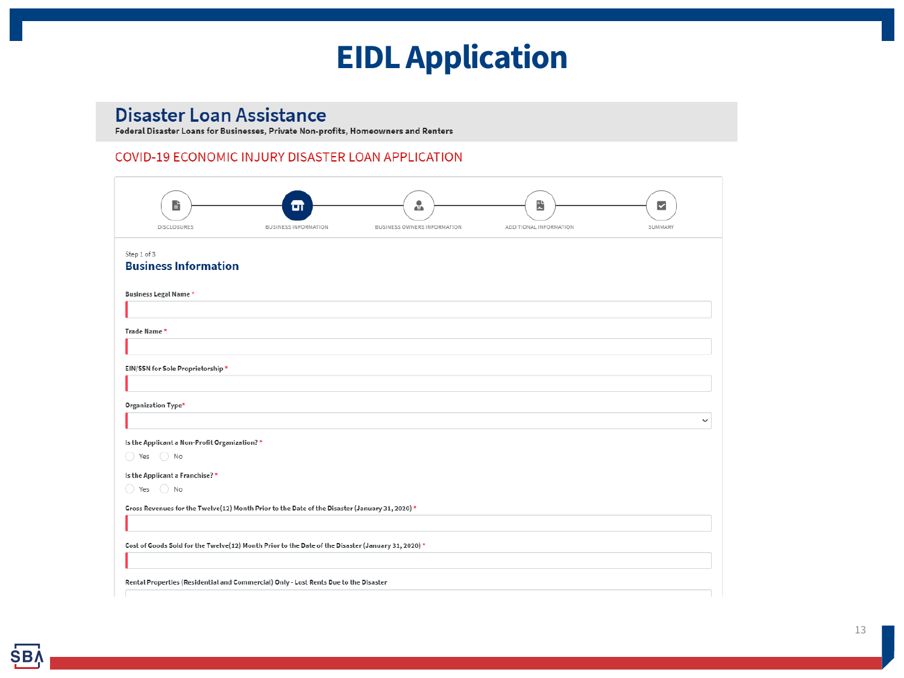# EIDL Application

## Disaster Loan Assistance

**Federal Disaster Loans for Businesses, Private Non-profits, Homeowners and Renters**

COVID-19 ECONOMIC INJURY DISASTER LOAN APPLICATION

DISCLOSURES — BUSINESS INFORMATION — BUSINESS OWNERS INFORMATION — ADDITIONAL INFORMATION — SUMMARY

Step 1 of 3

### Business Information

**Business Legal Name** *

**Trade Name** *

**EIN/SSN for Sole Proprietorship** *

**Organization Type***

**Is the Applicant a Non-Profit Organization?** *

- Yes
- No

**Is the Applicant a Franchise?** *

- Yes
- No

**Gross Revenues for the Twelve(12) Month Prior to the Date of the Disaster (January 31, 2020)** *

**Cost of Goods Sold for the Twelve(12) Month Prior to the Date of the Disaster (January 31, 2020)** *

**Rental Properties (Residential and Commercial) Only - Lost Rents Due to the Disaster**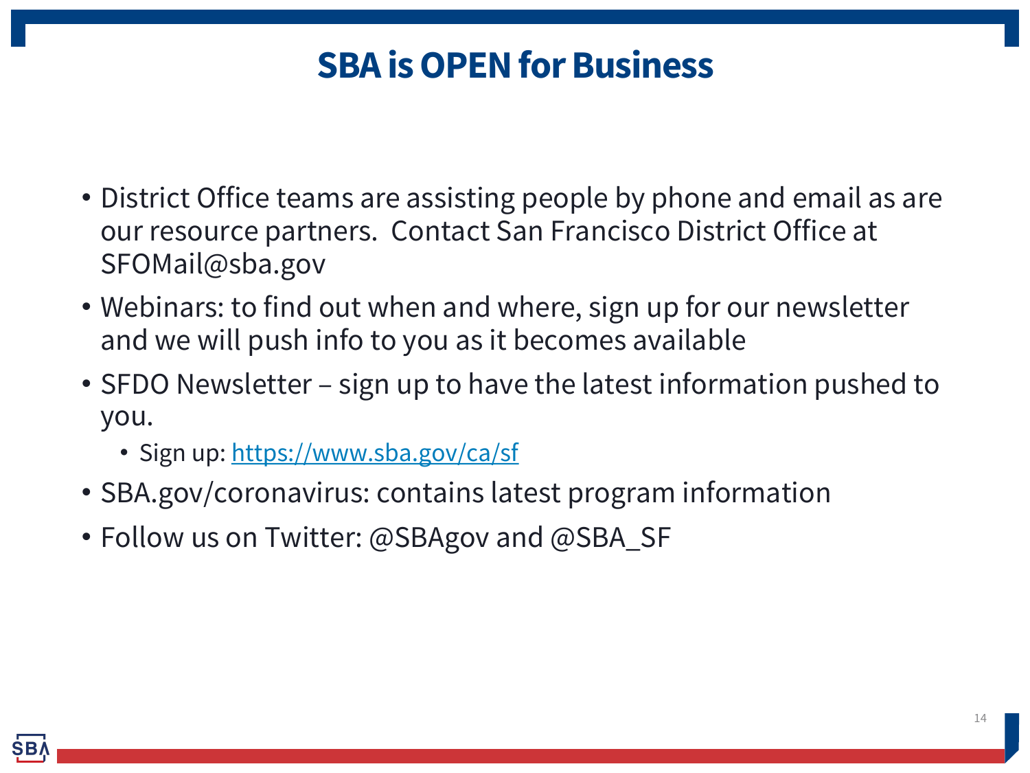# SBA is OPEN for Business

- District Office teams are assisting people by phone and email as are our resource partners. Contact San Francisco District Office at SFOMail@sba.gov
- Webinars: to find out when and where, sign up for our newsletter and we will push info to you as it becomes available
- SFDO Newsletter – sign up to have the latest information pushed to you.
  - Sign up: https://www.sba.gov/ca/sf
- SBA.gov/coronavirus: contains latest program information
- Follow us on Twitter: @SBAgov and @SBA_SF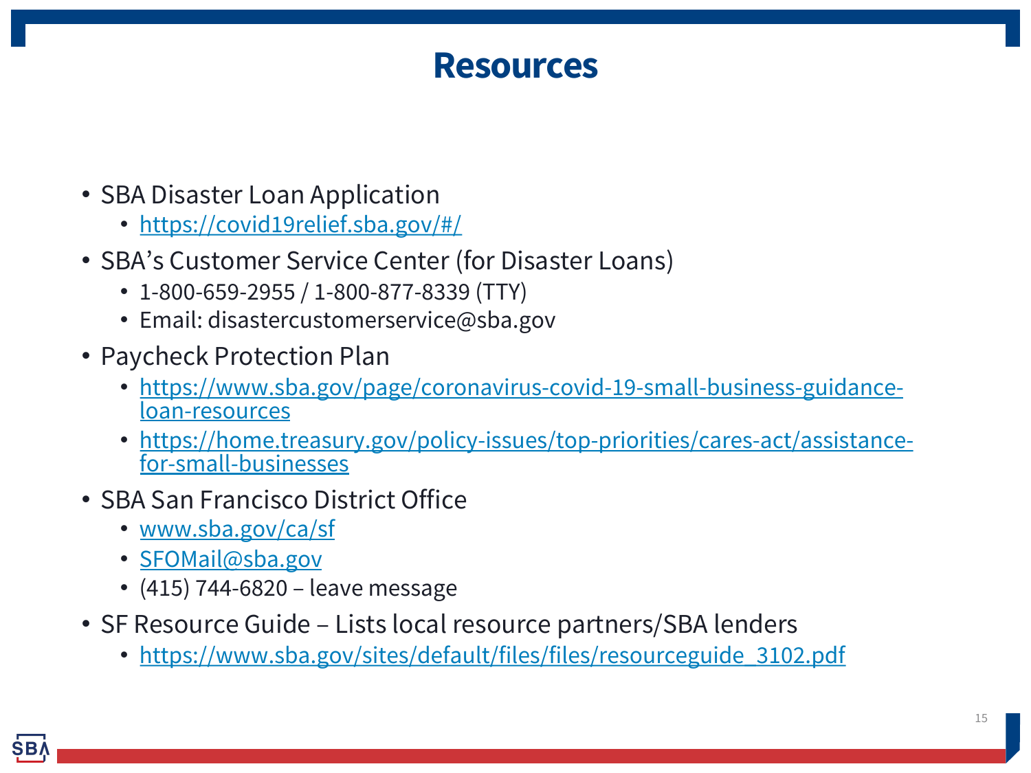# Resources

- SBA Disaster Loan Application
  - https://covid19relief.sba.gov/#/
- SBA's Customer Service Center (for Disaster Loans)
  - 1-800-659-2955 / 1-800-877-8339 (TTY)
  - Email: disastercustomerservice@sba.gov
- Paycheck Protection Plan
  - https://www.sba.gov/page/coronavirus-covid-19-small-business-guidance-loan-resources
  - https://home.treasury.gov/policy-issues/top-priorities/cares-act/assistance-for-small-businesses
- SBA San Francisco District Office
  - www.sba.gov/ca/sf
  - SFOMail@sba.gov
  - (415) 744-6820 – leave message
- SF Resource Guide – Lists local resource partners/SBA lenders
  - https://www.sba.gov/sites/default/files/files/resourceguide_3102.pdf